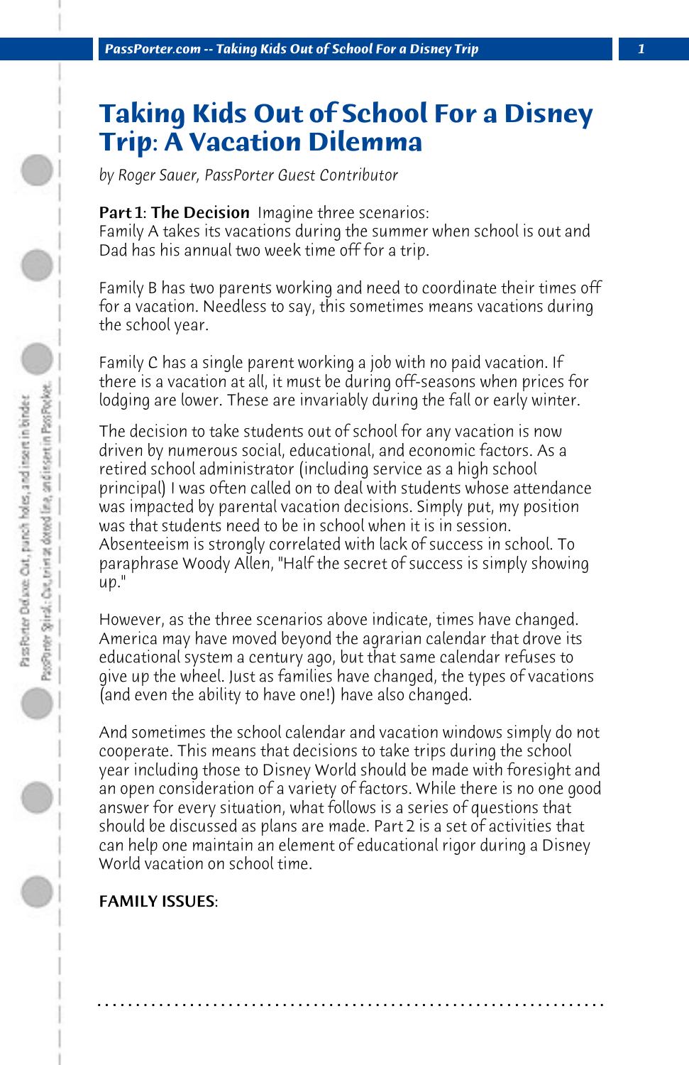# Taking Kids Out of School For a Disney Trip: A Vacation Dilemma

*by Roger Sauer, PassPorter Guest Contributor*

**Part 1: The Decision** Imagine three scenarios:
Family A takes its vacations during the summer when school is out and Dad has his annual two week time off for a trip.

Family B has two parents working and need to coordinate their times off for a vacation. Needless to say, this sometimes means vacations during the school year.

Family C has a single parent working a job with no paid vacation. If there is a vacation at all, it must be during off-seasons when prices for lodging are lower. These are invariably during the fall or early winter.

The decision to take students out of school for any vacation is now driven by numerous social, educational, and economic factors. As a retired school administrator (including service as a high school principal) I was often called on to deal with students whose attendance was impacted by parental vacation decisions. Simply put, my position was that students need to be in school when it is in session. Absenteeism is strongly correlated with lack of success in school. To paraphrase Woody Allen, "Half the secret of success is simply showing up."

However, as the three scenarios above indicate, times have changed. America may have moved beyond the agrarian calendar that drove its educational system a century ago, but that same calendar refuses to give up the wheel. Just as families have changed, the types of vacations (and even the ability to have one!) have also changed.

And sometimes the school calendar and vacation windows simply do not cooperate. This means that decisions to take trips during the school year including those to Disney World should be made with foresight and an open consideration of a variety of factors. While there is no one good answer for every situation, what follows is a series of questions that should be discussed as plans are made. Part 2 is a set of activities that can help one maintain an element of educational rigor during a Disney World vacation on school time.

**FAMILY ISSUES:**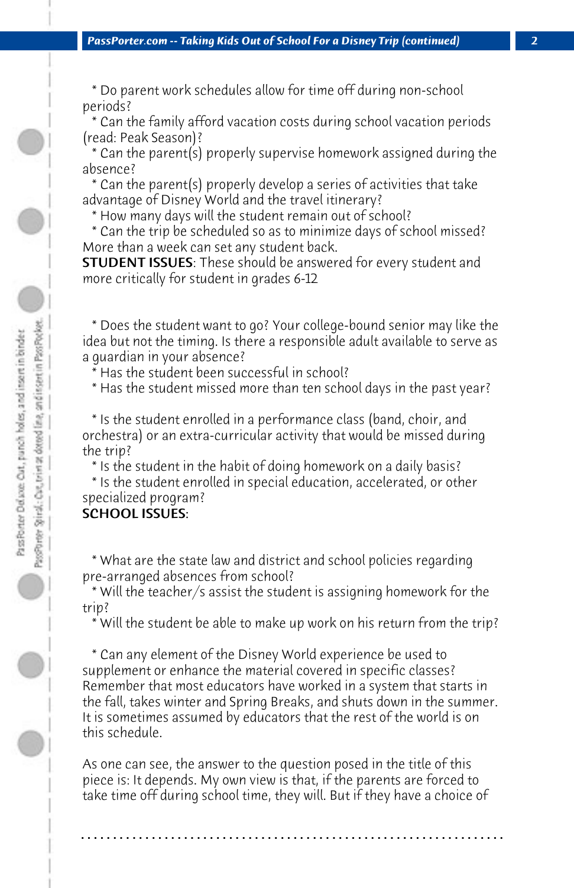* Do parent work schedules allow for time off during non-school periods?
* Can the family afford vacation costs during school vacation periods (read: Peak Season)?
* Can the parent(s) properly supervise homework assigned during the absence?
* Can the parent(s) properly develop a series of activities that take advantage of Disney World and the travel itinerary?
* How many days will the student remain out of school?
* Can the trip be scheduled so as to minimize days of school missed? More than a week can set any student back.

**STUDENT ISSUES**: These should be answered for every student and more critically for student in grades 6-12

* Does the student want to go? Your college-bound senior may like the idea but not the timing. Is there a responsible adult available to serve as a guardian in your absence?
* Has the student been successful in school?
* Has the student missed more than ten school days in the past year?

* Is the student enrolled in a performance class (band, choir, and orchestra) or an extra-curricular activity that would be missed during the trip?
* Is the student in the habit of doing homework on a daily basis?
* Is the student enrolled in special education, accelerated, or other specialized program?

**SCHOOL ISSUES**:

* What are the state law and district and school policies regarding pre-arranged absences from school?
* Will the teacher/s assist the student is assigning homework for the trip?
* Will the student be able to make up work on his return from the trip?

* Can any element of the Disney World experience be used to supplement or enhance the material covered in specific classes? Remember that most educators have worked in a system that starts in the fall, takes winter and Spring Breaks, and shuts down in the summer. It is sometimes assumed by educators that the rest of the world is on this schedule.

As one can see, the answer to the question posed in the title of this piece is: It depends. My own view is that, if the parents are forced to take time off during school time, they will. But if they have a choice of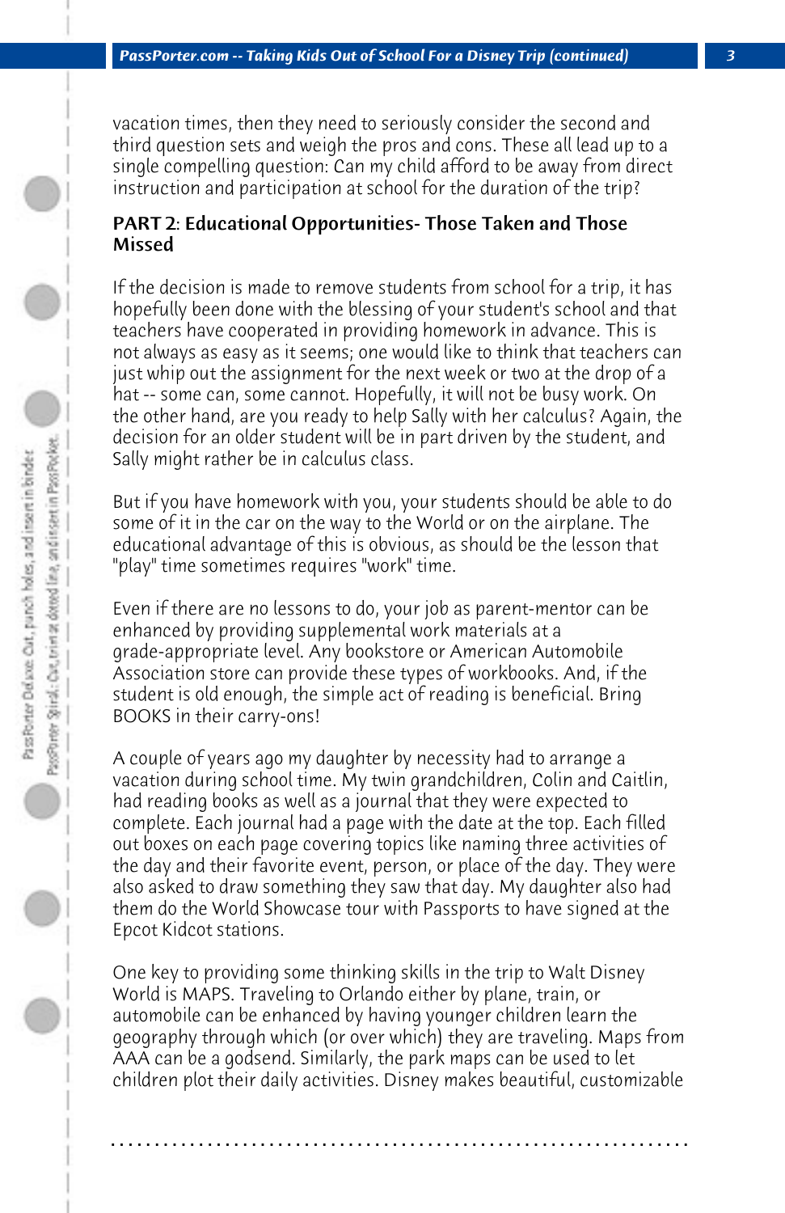vacation times, then they need to seriously consider the second and third question sets and weigh the pros and cons. These all lead up to a single compelling question: Can my child afford to be away from direct instruction and participation at school for the duration of the trip?

## PART 2: Educational Opportunities- Those Taken and Those Missed

If the decision is made to remove students from school for a trip, it has hopefully been done with the blessing of your student's school and that teachers have cooperated in providing homework in advance. This is not always as easy as it seems; one would like to think that teachers can just whip out the assignment for the next week or two at the drop of a hat -- some can, some cannot. Hopefully, it will not be busy work. On the other hand, are you ready to help Sally with her calculus? Again, the decision for an older student will be in part driven by the student, and Sally might rather be in calculus class.

But if you have homework with you, your students should be able to do some of it in the car on the way to the World or on the airplane. The educational advantage of this is obvious, as should be the lesson that "play" time sometimes requires "work" time.

Even if there are no lessons to do, your job as parent-mentor can be enhanced by providing supplemental work materials at a grade-appropriate level. Any bookstore or American Automobile Association store can provide these types of workbooks. And, if the student is old enough, the simple act of reading is beneficial. Bring BOOKS in their carry-ons!

A couple of years ago my daughter by necessity had to arrange a vacation during school time. My twin grandchildren, Colin and Caitlin, had reading books as well as a journal that they were expected to complete. Each journal had a page with the date at the top. Each filled out boxes on each page covering topics like naming three activities of the day and their favorite event, person, or place of the day. They were also asked to draw something they saw that day. My daughter also had them do the World Showcase tour with Passports to have signed at the Epcot Kidcot stations.

One key to providing some thinking skills in the trip to Walt Disney World is MAPS. Traveling to Orlando either by plane, train, or automobile can be enhanced by having younger children learn the geography through which (or over which) they are traveling. Maps from AAA can be a godsend. Similarly, the park maps can be used to let children plot their daily activities. Disney makes beautiful, customizable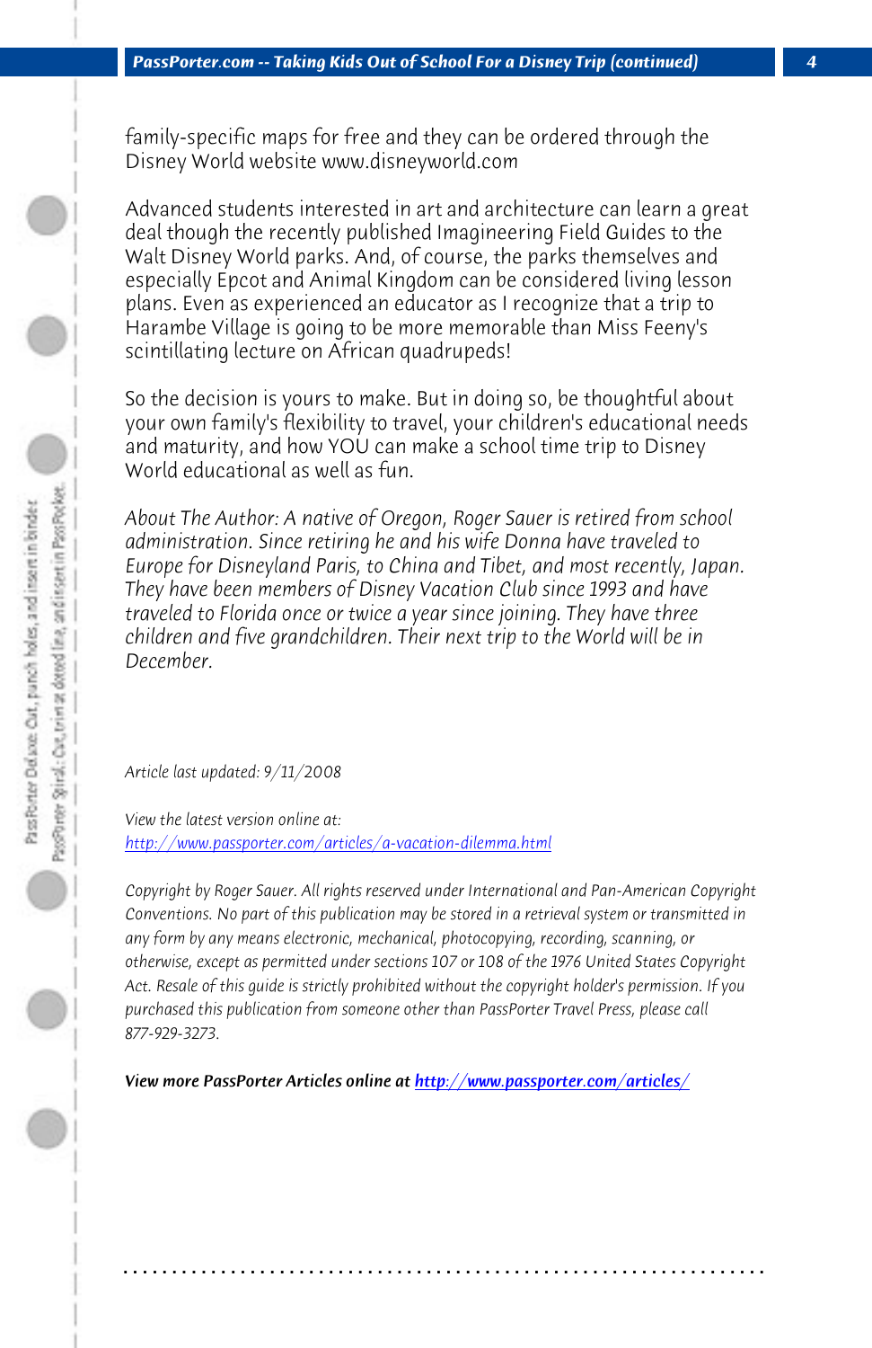family-specific maps for free and they can be ordered through the Disney World website www.disneyworld.com

Advanced students interested in art and architecture can learn a great deal though the recently published Imagineering Field Guides to the Walt Disney World parks. And, of course, the parks themselves and especially Epcot and Animal Kingdom can be considered living lesson plans. Even as experienced an educator as I recognize that a trip to Harambe Village is going to be more memorable than Miss Feeny's scintillating lecture on African quadrupeds!

So the decision is yours to make. But in doing so, be thoughtful about your own family's flexibility to travel, your children's educational needs and maturity, and how YOU can make a school time trip to Disney World educational as well as fun.

*About The Author: A native of Oregon, Roger Sauer is retired from school administration. Since retiring he and his wife Donna have traveled to Europe for Disneyland Paris, to China and Tibet, and most recently, Japan. They have been members of Disney Vacation Club since 1993 and have traveled to Florida once or twice a year since joining. They have three children and five grandchildren. Their next trip to the World will be in December.*

*Article last updated: 9/11/2008*

*View the latest version online at:*
*http://www.passporter.com/articles/a-vacation-dilemma.html*

*Copyright by Roger Sauer. All rights reserved under International and Pan-American Copyright Conventions. No part of this publication may be stored in a retrieval system or transmitted in any form by any means electronic, mechanical, photocopying, recording, scanning, or otherwise, except as permitted under sections 107 or 108 of the 1976 United States Copyright Act. Resale of this guide is strictly prohibited without the copyright holder's permission. If you purchased this publication from someone other than PassPorter Travel Press, please call 877-929-3273.*

***View more PassPorter Articles online at http://www.passporter.com/articles/***